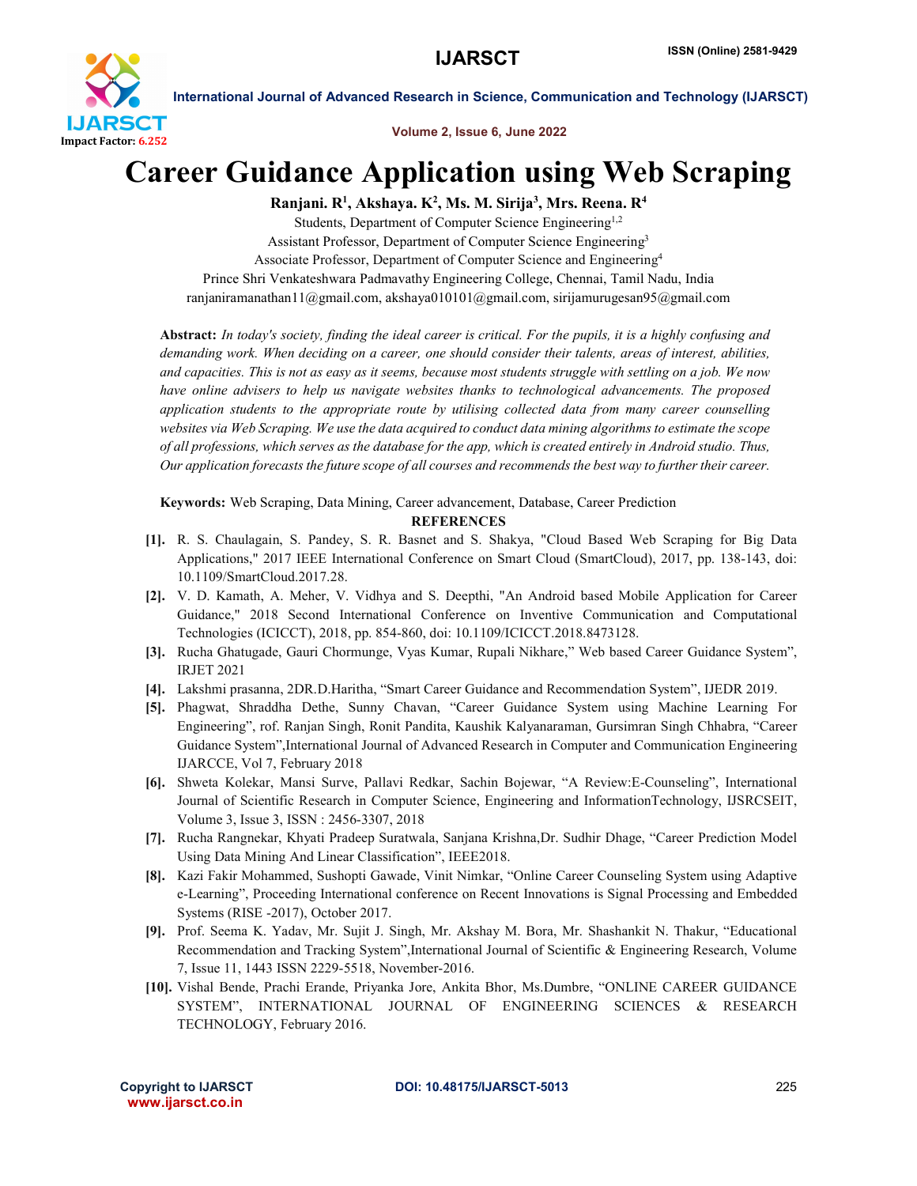# Career Guidance Application using Web Scraping

**Ranjani. R[1], Akshaya. K[2], Ms. M. Sirija[3], Mrs. Reena. R[4]**

Students, Department of Computer Science Engineering[1,2]

Assistant Professor, Department of Computer Science Engineering[3]

Associate Professor, Department of Computer Science and Engineering[4]

Prince Shri Venkateshwara Padmavathy Engineering College, Chennai, Tamil Nadu, India

ranjaniramanathan11@gmail.com, akshaya010101@gmail.com, sirijamurugesan95@gmail.com

**Abstract:** *In today's society, finding the ideal career is critical. For the pupils, it is a highly confusing and demanding work. When deciding on a career, one should consider their talents, areas of interest, abilities, and capacities. This is not as easy as it seems, because most students struggle with settling on a job. We now have online advisers to help us navigate websites thanks to technological advancements. The proposed application students to the appropriate route by utilising collected data from many career counselling websites via Web Scraping. We use the data acquired to conduct data mining algorithms to estimate the scope of all professions, which serves as the database for the app, which is created entirely in Android studio. Thus, Our application forecasts the future scope of all courses and recommends the best way to further their career.*

**Keywords:** Web Scraping, Data Mining, Career advancement, Database, Career Prediction

## REFERENCES

- **[1].** R. S. Chaulagain, S. Pandey, S. R. Basnet and S. Shakya, "Cloud Based Web Scraping for Big Data Applications," 2017 IEEE International Conference on Smart Cloud (SmartCloud), 2017, pp. 138-143, doi: 10.1109/SmartCloud.2017.28.
- **[2].** V. D. Kamath, A. Meher, V. Vidhya and S. Deepthi, "An Android based Mobile Application for Career Guidance," 2018 Second International Conference on Inventive Communication and Computational Technologies (ICICCT), 2018, pp. 854-860, doi: 10.1109/ICICCT.2018.8473128.
- **[3].** Rucha Ghatugade, Gauri Chormunge, Vyas Kumar, Rupali Nikhare," Web based Career Guidance System", IRJET 2021
- **[4].** Lakshmi prasanna, 2DR.D.Haritha, "Smart Career Guidance and Recommendation System", IJEDR 2019.
- **[5].** Phagwat, Shraddha Dethe, Sunny Chavan, "Career Guidance System using Machine Learning For Engineering", rof. Ranjan Singh, Ronit Pandita, Kaushik Kalyanaraman, Gursimran Singh Chhabra, "Career Guidance System",International Journal of Advanced Research in Computer and Communication Engineering IJARCCE, Vol 7, February 2018
- **[6].** Shweta Kolekar, Mansi Surve, Pallavi Redkar, Sachin Bojewar, "A Review:E-Counseling", International Journal of Scientific Research in Computer Science, Engineering and InformationTechnology, IJSRCSEIT, Volume 3, Issue 3, ISSN : 2456-3307, 2018
- **[7].** Rucha Rangnekar, Khyati Pradeep Suratwala, Sanjana Krishna,Dr. Sudhir Dhage, "Career Prediction Model Using Data Mining And Linear Classification", IEEE2018.
- **[8].** Kazi Fakir Mohammed, Sushopti Gawade, Vinit Nimkar, "Online Career Counseling System using Adaptive e-Learning", Proceeding International conference on Recent Innovations is Signal Processing and Embedded Systems (RISE -2017), October 2017.
- **[9].** Prof. Seema K. Yadav, Mr. Sujit J. Singh, Mr. Akshay M. Bora, Mr. Shashankit N. Thakur, "Educational Recommendation and Tracking System",International Journal of Scientific & Engineering Research, Volume 7, Issue 11, 1443 ISSN 2229-5518, November-2016.
- **[10].** Vishal Bende, Prachi Erande, Priyanka Jore, Ankita Bhor, Ms.Dumbre, "ONLINE CAREER GUIDANCE SYSTEM", INTERNATIONAL JOURNAL OF ENGINEERING SCIENCES & RESEARCH TECHNOLOGY, February 2016.